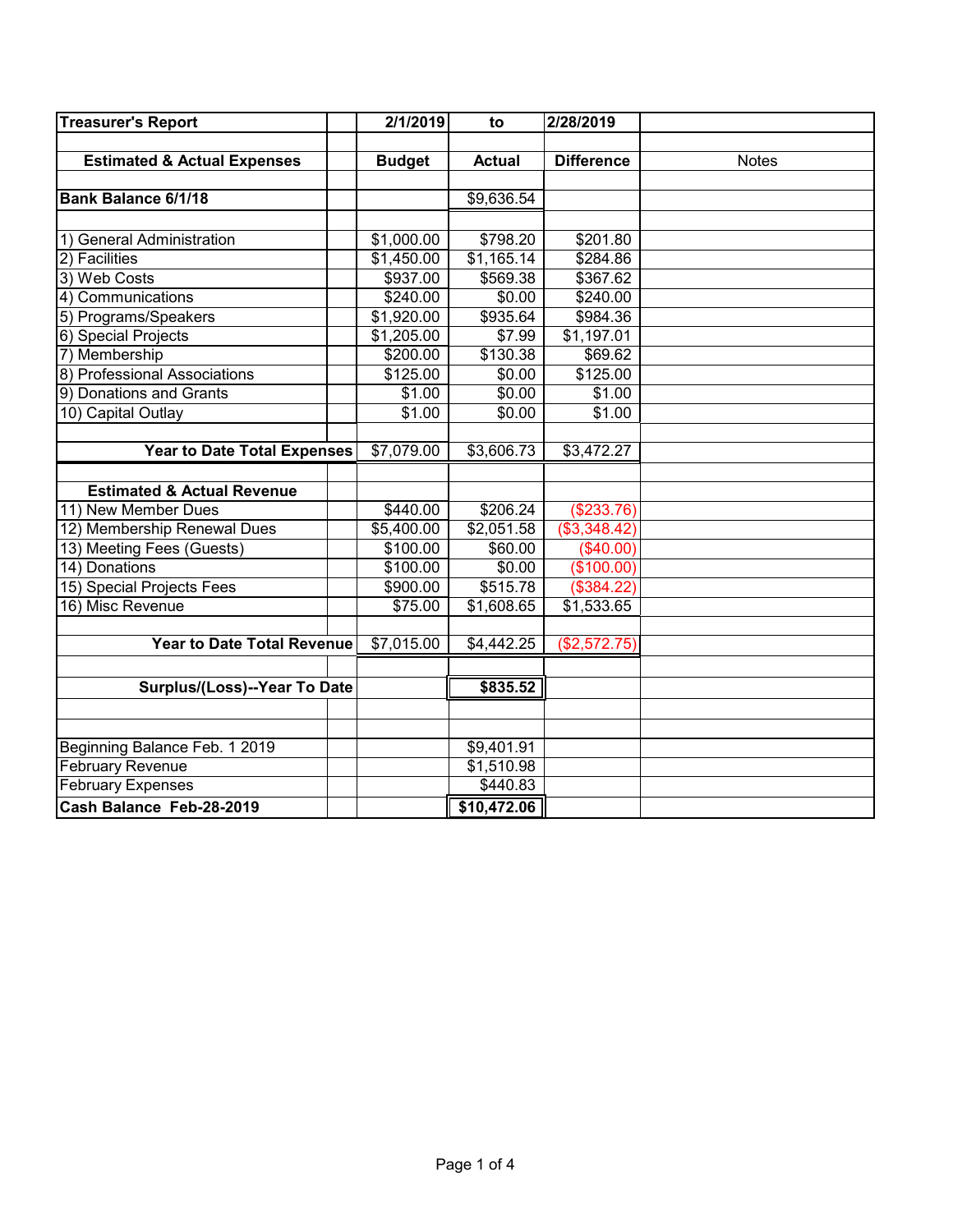| Treasurer's Report | | 2/1/2019 | to | 2/28/2019 | |
|---|---|---|---|---|---|
| | | | | | |
| **Estimated & Actual Expenses** | | **Budget** | **Actual** | **Difference** | Notes |
| | | | | | |
| **Bank Balance 6/1/18** | | | $9,636.54 | | |
| | | | | | |
| 1) General Administration | | $1,000.00 | $798.20 | $201.80 | |
| 2) Facilities | | $1,450.00 | $1,165.14 | $284.86 | |
| 3) Web Costs | | $937.00 | $569.38 | $367.62 | |
| 4) Communications | | $240.00 | $0.00 | $240.00 | |
| 5) Programs/Speakers | | $1,920.00 | $935.64 | $984.36 | |
| 6) Special Projects | | $1,205.00 | $7.99 | $1,197.01 | |
| 7) Membership | | $200.00 | $130.38 | $69.62 | |
| 8) Professional Associations | | $125.00 | $0.00 | $125.00 | |
| 9) Donations and Grants | | $1.00 | $0.00 | $1.00 | |
| 10) Capital Outlay | | $1.00 | $0.00 | $1.00 | |
| | | | | | |
| **Year to Date Total Expenses** | | $7,079.00 | $3,606.73 | $3,472.27 | |
| | | | | | |
| **Estimated & Actual Revenue** | | | | | |
| 11) New Member Dues | | $440.00 | $206.24 | ($233.76) | |
| 12) Membership Renewal Dues | | $5,400.00 | $2,051.58 | ($3,348.42) | |
| 13) Meeting Fees (Guests) | | $100.00 | $60.00 | ($40.00) | |
| 14) Donations | | $100.00 | $0.00 | ($100.00) | |
| 15) Special Projects Fees | | $900.00 | $515.78 | ($384.22) | |
| 16) Misc Revenue | | $75.00 | $1,608.65 | $1,533.65 | |
| | | | | | |
| **Year to Date Total Revenue** | | $7,015.00 | $4,442.25 | ($2,572.75) | |
| | | | | | |
| **Surplus/(Loss)--Year To Date** | | | **$835.52** | | |
| | | | | | |
| | | | | | |
| Beginning Balance Feb. 1 2019 | | | $9,401.91 | | |
| February Revenue | | | $1,510.98 | | |
| February Expenses | | | $440.83 | | |
| **Cash Balance Feb-28-2019** | | | **$10,472.06** | | |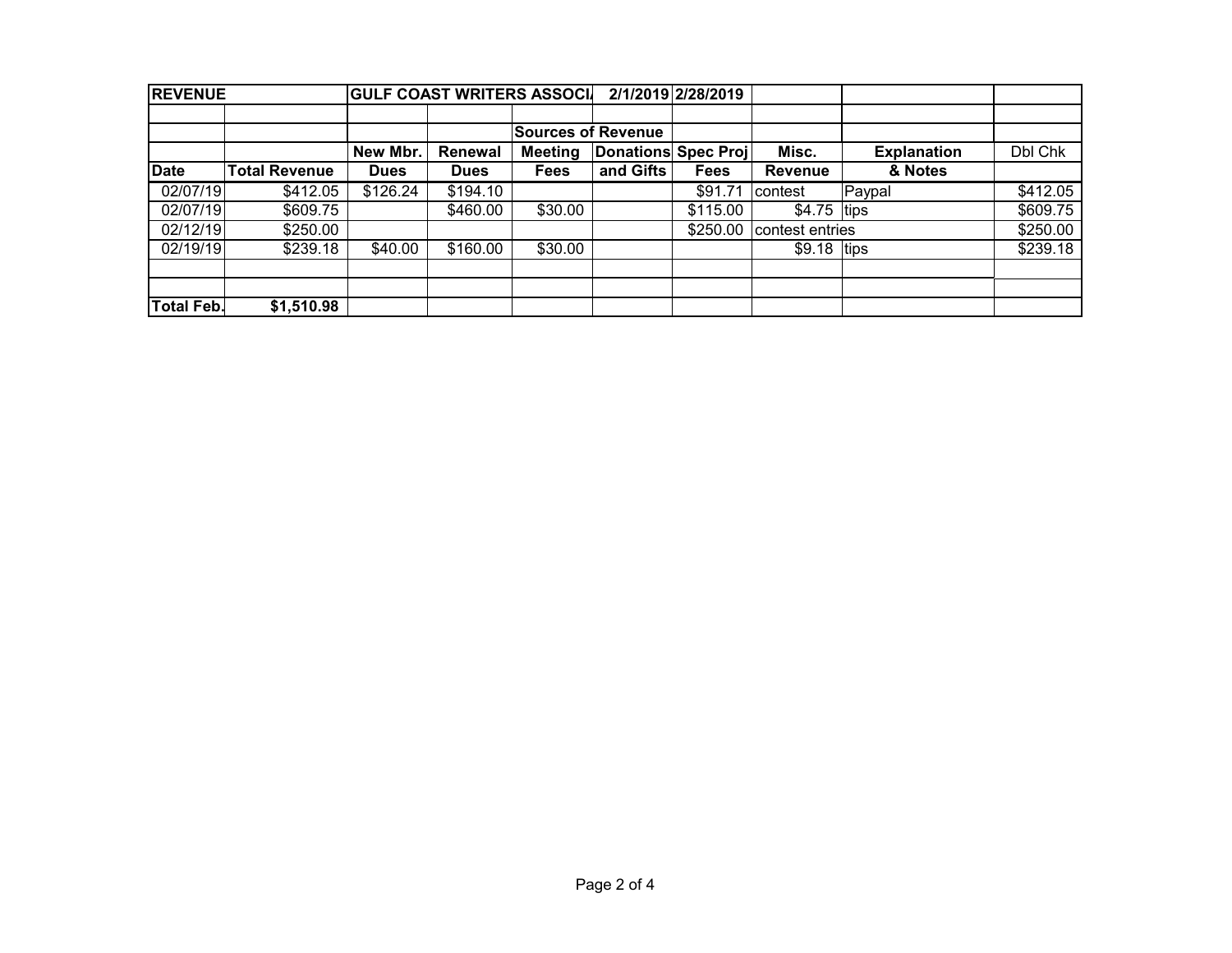| REVENUE | | GULF COAST WRITERS ASSOCI/ | | | 2/1/2019 | 2/28/2019 | | | |
|---|---|---|---|---|---|---|---|---|---|
| | | | | | | | | | |
| | | | | Sources of Revenue | | | | | |
| | | New Mbr. | Renewal | Meeting | Donations | Spec Proj | Misc. | Explanation | Dbl Chk |
| Date | Total Revenue | Dues | Dues | Fees | and Gifts | Fees | Revenue | & Notes | |
| 02/07/19 | $412.05 | $126.24 | $194.10 | | | $91.71 | contest | Paypal | $412.05 |
| 02/07/19 | $609.75 | | $460.00 | $30.00 | | $115.00 | $4.75 | tips | $609.75 |
| 02/12/19 | $250.00 | | | | | $250.00 | contest entries | | $250.00 |
| 02/19/19 | $239.18 | $40.00 | $160.00 | $30.00 | | | $9.18 | tips | $239.18 |
| | | | | | | | | | |
| | | | | | | | | | |
| Total Feb. | $1,510.98 | | | | | | | | |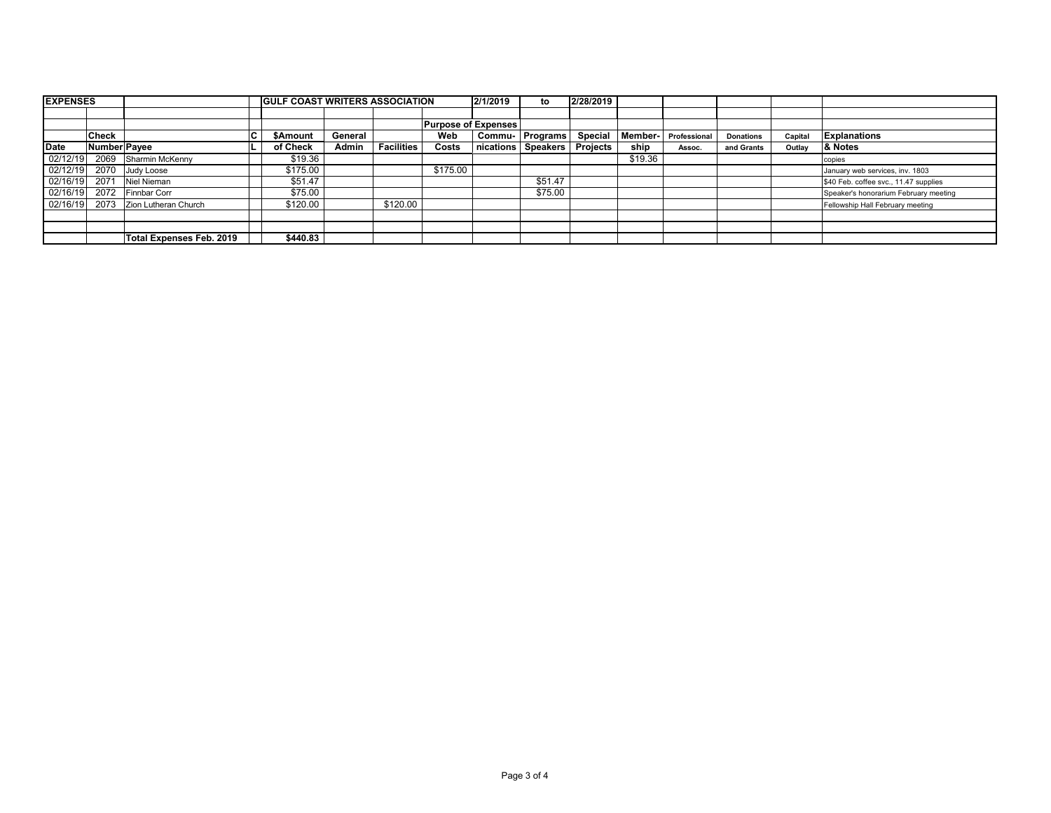| EXPENSES | | | GULF COAST WRITERS ASSOCIATION | | | | 2/1/2019 | to | 2/28/2019 | | | | | |
|---|---|---|---|---|---|---|---|---|---|---|---|---|---|---|
| | | | | | | Purpose of Expenses | | | | | | | | |
| | Check | | C | $Amount | General | | Web | Commu- | Programs | Special | Member- | Professional | Donations | Capital | Explanations |
| Date | Number | Payee | L | of Check | Admin | Facilities | Costs | nications | Speakers | Projects | ship | Assoc. | and Grants | Outlay | & Notes |
| 02/12/19 | 2069 | Sharmin McKenny | | $19.36 | | | | | | | $19.36 | | | | copies |
| 02/12/19 | 2070 | Judy Loose | | $175.00 | | | $175.00 | | | | | | | | January web services, inv. 1803 |
| 02/16/19 | 2071 | Niel Nieman | | $51.47 | | | | | $51.47 | | | | | | $40 Feb. coffee svc., 11.47 supplies |
| 02/16/19 | 2072 | Finnbar Corr | | $75.00 | | | | | $75.00 | | | | | | Speaker's honorarium February meeting |
| 02/16/19 | 2073 | Zion Lutheran Church | | $120.00 | | $120.00 | | | | | | | | | Fellowship Hall February meeting |
| | | | | | | | | | | | | | | | |
| | | | | | | | | | | | | | | | |
| | | Total Expenses Feb. 2019 | | $440.83 | | | | | | | | | | | |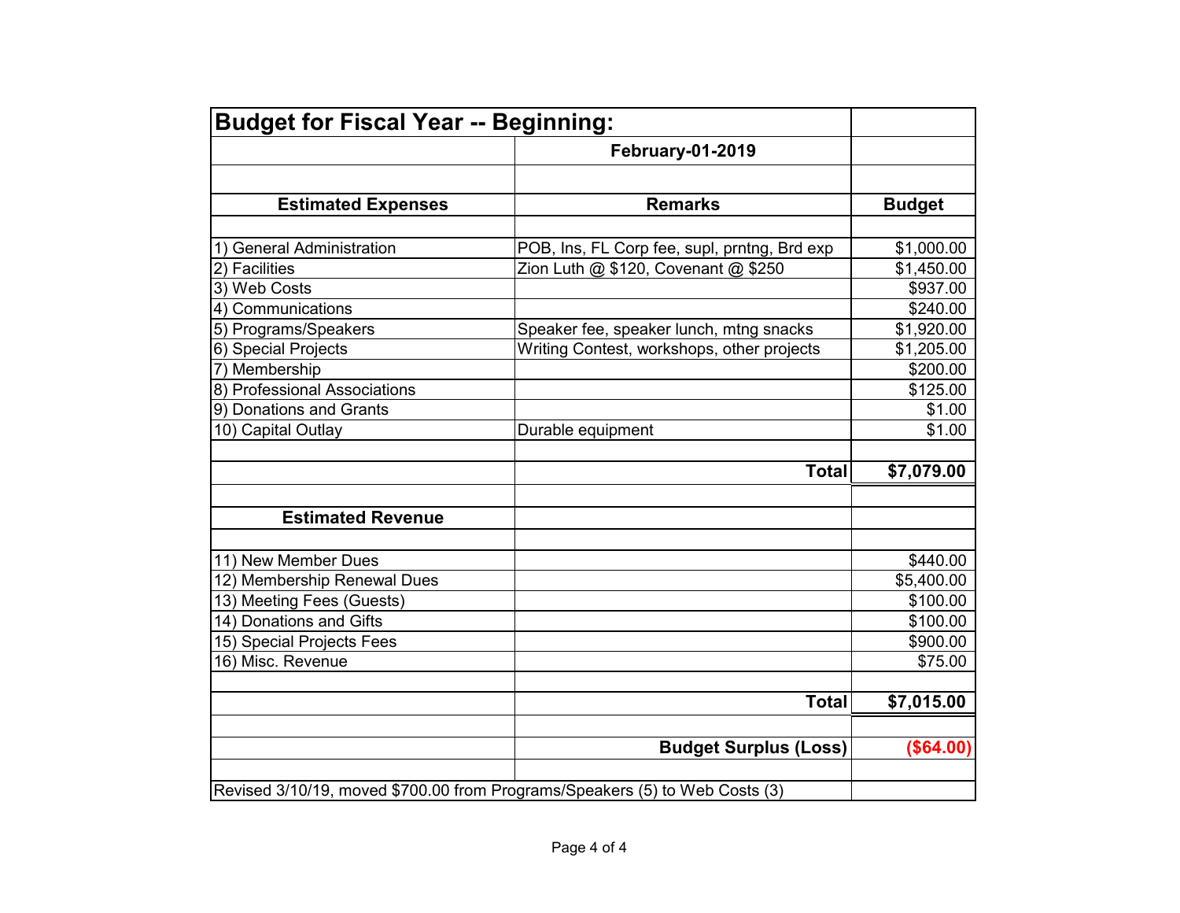## Budget for Fiscal Year -- Beginning:

**February-01-2019**

| Estimated Expenses | Remarks | Budget |
|---|---|---|
| 1) General Administration | POB, Ins, FL Corp fee, supl, prntng, Brd exp | $1,000.00 |
| 2) Facilities | Zion Luth @ $120, Covenant @ $250 | $1,450.00 |
| 3) Web Costs | | $937.00 |
| 4) Communications | | $240.00 |
| 5) Programs/Speakers | Speaker fee, speaker lunch, mtng snacks | $1,920.00 |
| 6) Special Projects | Writing Contest, workshops, other projects | $1,205.00 |
| 7) Membership | | $200.00 |
| 8) Professional Associations | | $125.00 |
| 9) Donations and Grants | | $1.00 |
| 10) Capital Outlay | Durable equipment | $1.00 |
| | **Total** | **$7,079.00** |

| Estimated Revenue | | |
|---|---|---|
| 11) New Member Dues | | $440.00 |
| 12) Membership Renewal Dues | | $5,400.00 |
| 13) Meeting Fees (Guests) | | $100.00 |
| 14) Donations and Gifts | | $100.00 |
| 15) Special Projects Fees | | $900.00 |
| 16) Misc. Revenue | | $75.00 |
| | **Total** | **$7,015.00** |
| | **Budget Surplus (Loss)** | **($64.00)** |

Revised 3/10/19, moved $700.00 from Programs/Speakers (5) to Web Costs (3)